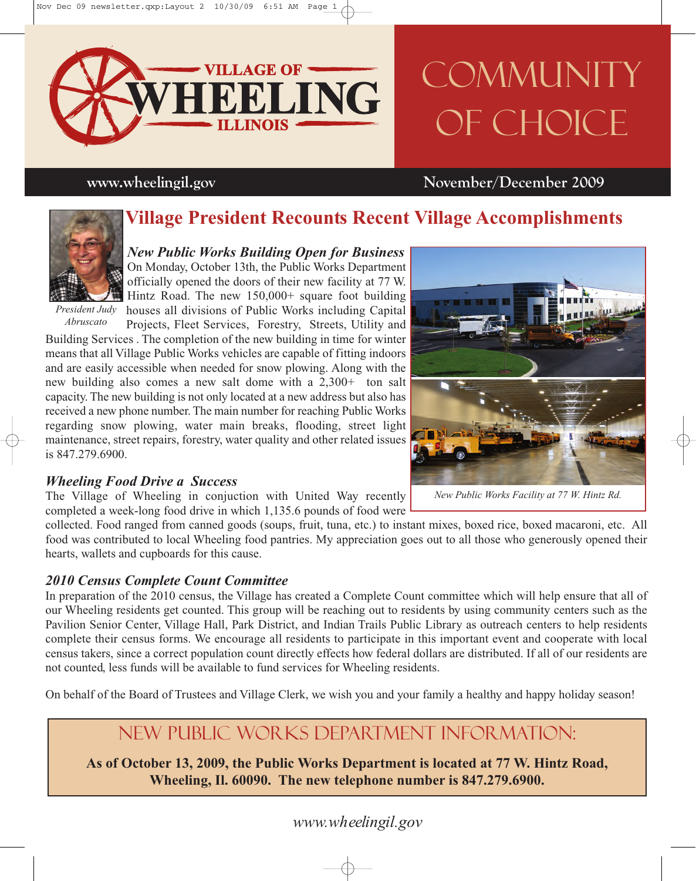# VILLAGE OF WHEELING ILLINOIS

# COMMUNITY OF CHOICE

**www.wheelingil.gov** **November/December 2009**

## Village President Recounts Recent Village Accomplishments

*President Judy Abruscato*

### *New Public Works Building Open for Business*

On Monday, October 13th, the Public Works Department officially opened the doors of their new facility at 77 W. Hintz Road. The new 150,000+ square foot building houses all divisions of Public Works including Capital Projects, Fleet Services, Forestry, Streets, Utility and Building Services . The completion of the new building in time for winter means that all Village Public Works vehicles are capable of fitting indoors and are easily accessible when needed for snow plowing. Along with the new building also comes a new salt dome with a 2,300+ ton salt capacity. The new building is not only located at a new address but also has received a new phone number. The main number for reaching Public Works regarding snow plowing, water main breaks, flooding, street light maintenance, street repairs, forestry, water quality and other related issues is 847.279.6900.

*New Public Works Facility at 77 W. Hintz Rd.*

### *Wheeling Food Drive a Success*

The Village of Wheeling in conjuction with United Way recently completed a week-long food drive in which 1,135.6 pounds of food were collected. Food ranged from canned goods (soups, fruit, tuna, etc.) to instant mixes, boxed rice, boxed macaroni, etc. All food was contributed to local Wheeling food pantries. My appreciation goes out to all those who generously opened their hearts, wallets and cupboards for this cause.

### *2010 Census Complete Count Committee*

In preparation of the 2010 census, the Village has created a Complete Count committee which will help ensure that all of our Wheeling residents get counted. This group will be reaching out to residents by using community centers such as the Pavilion Senior Center, Village Hall, Park District, and Indian Trails Public Library as outreach centers to help residents complete their census forms. We encourage all residents to participate in this important event and cooperate with local census takers, since a correct population count directly effects how federal dollars are distributed. If all of our residents are not counted, less funds will be available to fund services for Wheeling residents.

On behalf of the Board of Trustees and Village Clerk, we wish you and your family a healthy and happy holiday season!

## NEW PUBLIC WORKS DEPARTMENT INFORMATION:

**As of October 13, 2009, the Public Works Department is located at 77 W. Hintz Road, Wheeling, Il. 60090. The new telephone number is 847.279.6900.**

*www.wheelingil.gov*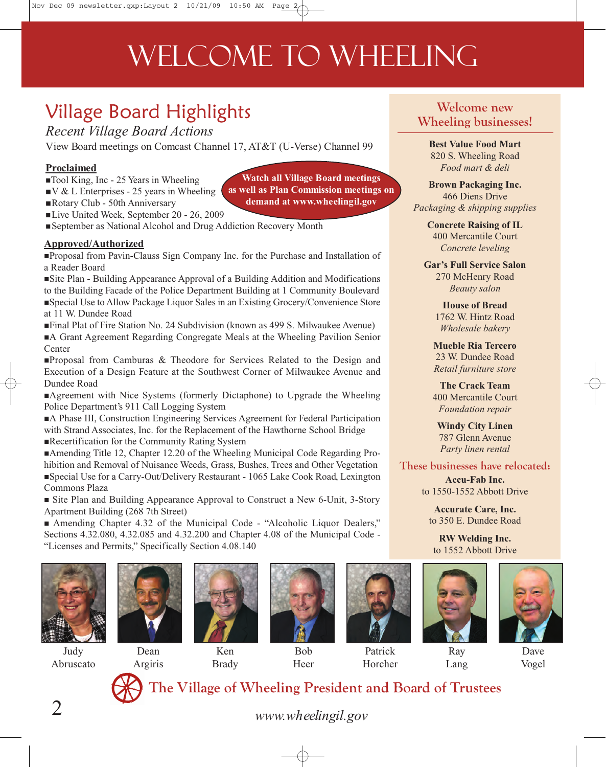# WELCOME TO WHEELING

## Village Board Highlights

*Recent Village Board Actions*

View Board meetings on Comcast Channel 17, AT&T (U-Verse) Channel 99

**Watch all Village Board meetings as well as Plan Commission meetings on demand at www.wheelingil.gov**

**Proclaimed**

- Tool King, Inc - 25 Years in Wheeling
- V & L Enterprises - 25 years in Wheeling
- Rotary Club - 50th Anniversary
- Live United Week, September 20 - 26, 2009
- September as National Alcohol and Drug Addiction Recovery Month

**Approved/Authorized**

- Proposal from Pavin-Clauss Sign Company Inc. for the Purchase and Installation of a Reader Board
- Site Plan - Building Appearance Approval of a Building Addition and Modifications to the Building Facade of the Police Department Building at 1 Community Boulevard
- Special Use to Allow Package Liquor Sales in an Existing Grocery/Convenience Store at 11 W. Dundee Road
- Final Plat of Fire Station No. 24 Subdivision (known as 499 S. Milwaukee Avenue)
- A Grant Agreement Regarding Congregate Meals at the Wheeling Pavilion Senior Center
- Proposal from Camburas & Theodore for Services Related to the Design and Execution of a Design Feature at the Southwest Corner of Milwaukee Avenue and Dundee Road
- Agreement with Nice Systems (formerly Dictaphone) to Upgrade the Wheeling Police Department's 911 Call Logging System
- A Phase III, Construction Engineering Services Agreement for Federal Participation with Strand Associates, Inc. for the Replacement of the Hawthorne School Bridge
- Recertification for the Community Rating System
- Amending Title 12, Chapter 12.20 of the Wheeling Municipal Code Regarding Prohibition and Removal of Nuisance Weeds, Grass, Bushes, Trees and Other Vegetation
- Special Use for a Carry-Out/Delivery Restaurant - 1065 Lake Cook Road, Lexington Commons Plaza
- Site Plan and Building Appearance Approval to Construct a New 6-Unit, 3-Story Apartment Building (268 7th Street)
- Amending Chapter 4.32 of the Municipal Code - "Alcoholic Liquor Dealers," Sections 4.32.080, 4.32.085 and 4.32.200 and Chapter 4.08 of the Municipal Code - "Licenses and Permits," Specifically Section 4.08.140

## Welcome new Wheeling businesses!

**Best Value Food Mart**
820 S. Wheeling Road
*Food mart & deli*

**Brown Packaging Inc.**
466 Diens Drive
*Packaging & shipping supplies*

**Concrete Raising of IL**
400 Mercantile Court
*Concrete leveling*

**Gar's Full Service Salon**
270 McHenry Road
*Beauty salon*

**House of Bread**
1762 W. Hintz Road
*Wholesale bakery*

**Mueble Ria Tercero**
23 W. Dundee Road
*Retail furniture store*

**The Crack Team**
400 Mercantile Court
*Foundation repair*

**Windy City Linen**
787 Glenn Avenue
*Party linen rental*

### These businesses have relocated:

**Accu-Fab Inc.**
to 1550-1552 Abbott Drive

**Accurate Care, Inc.**
to 350 E. Dundee Road

**RW Welding Inc.**
to 1552 Abbott Drive

Judy Abruscato | Dean Argiris | Ken Brady | Bob Heer | Patrick Horcher | Ray Lang | Dave Vogel

## The Village of Wheeling President and Board of Trustees

*www.wheelingil.gov*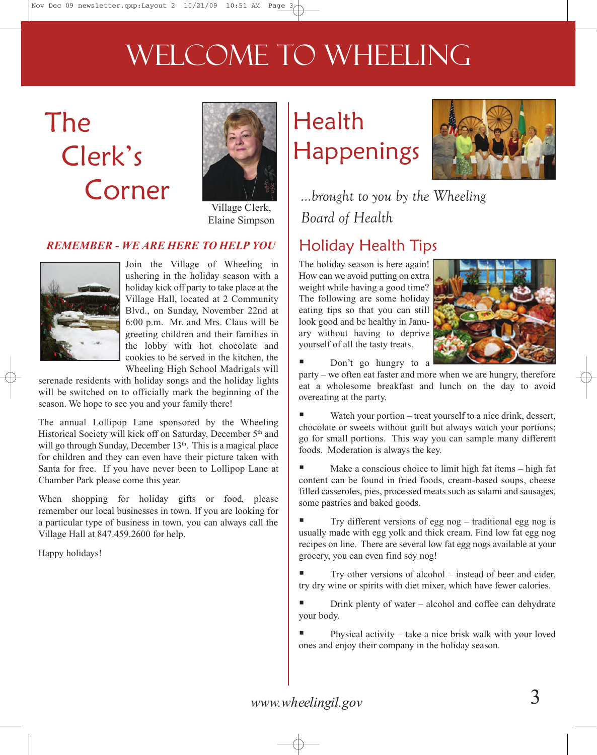# WELCOME TO WHEELING

## The Clerk's Corner

Village Clerk, Elaine Simpson

***REMEMBER - WE ARE HERE TO HELP YOU***

Join the Village of Wheeling in ushering in the holiday season with a holiday kick off party to take place at the Village Hall, located at 2 Community Blvd., on Sunday, November 22nd at 6:00 p.m. Mr. and Mrs. Claus will be greeting children and their families in the lobby with hot chocolate and cookies to be served in the kitchen, the Wheeling High School Madrigals will serenade residents with holiday songs and the holiday lights will be switched on to officially mark the beginning of the season. We hope to see you and your family there!

The annual Lollipop Lane sponsored by the Wheeling Historical Society will kick off on Saturday, December 5th and will go through Sunday, December 13th. This is a magical place for children and they can even have their picture taken with Santa for free. If you have never been to Lollipop Lane at Chamber Park please come this year.

When shopping for holiday gifts or food, please remember our local businesses in town. If you are looking for a particular type of business in town, you can always call the Village Hall at 847.459.2600 for help.

Happy holidays!

## Health Happenings

*...brought to you by the Wheeling Board of Health*

### Holiday Health Tips

The holiday season is here again! How can we avoid putting on extra weight while having a good time? The following are some holiday eating tips so that you can still look good and be healthy in January without having to deprive yourself of all the tasty treats.

- Don't go hungry to a party – we often eat faster and more when we are hungry, therefore eat a wholesome breakfast and lunch on the day to avoid overeating at the party.
- Watch your portion – treat yourself to a nice drink, dessert, chocolate or sweets without guilt but always watch your portions; go for small portions. This way you can sample many different foods. Moderation is always the key.
- Make a conscious choice to limit high fat items – high fat content can be found in fried foods, cream-based soups, cheese filled casseroles, pies, processed meats such as salami and sausages, some pastries and baked goods.
- Try different versions of egg nog – traditional egg nog is usually made with egg yolk and thick cream. Find low fat egg nog recipes on line. There are several low fat egg nogs available at your grocery, you can even find soy nog!
- Try other versions of alcohol – instead of beer and cider, try dry wine or spirits with diet mixer, which have fewer calories.
- Drink plenty of water – alcohol and coffee can dehydrate your body.
- Physical activity – take a nice brisk walk with your loved ones and enjoy their company in the holiday season.

*www.wheelingil.gov*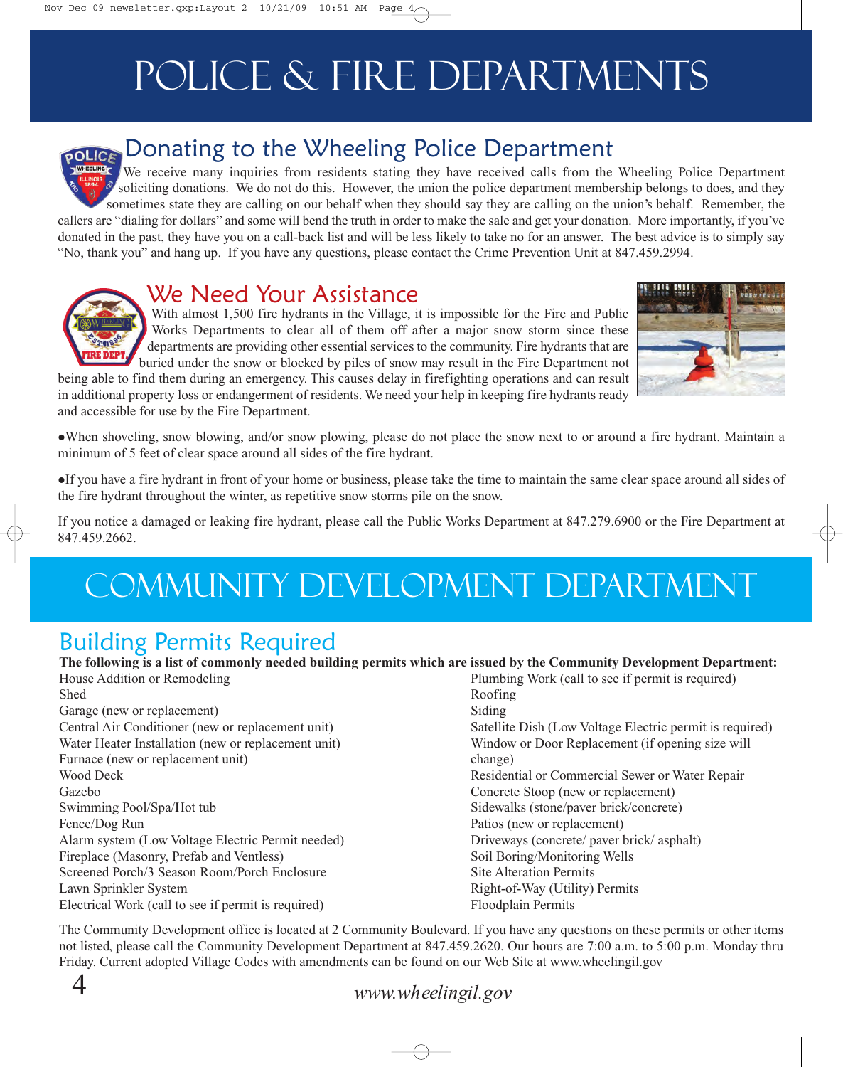# POLICE & FIRE DEPARTMENTS

## Donating to the Wheeling Police Department

We receive many inquiries from residents stating they have received calls from the Wheeling Police Department soliciting donations. We do not do this. However, the union the police department membership belongs to does, and they sometimes state they are calling on our behalf when they should say they are calling on the union's behalf. Remember, the callers are "dialing for dollars" and some will bend the truth in order to make the sale and get your donation. More importantly, if you've donated in the past, they have you on a call-back list and will be less likely to take no for an answer. The best advice is to simply say "No, thank you" and hang up. If you have any questions, please contact the Crime Prevention Unit at 847.459.2994.

## We Need Your Assistance

With almost 1,500 fire hydrants in the Village, it is impossible for the Fire and Public Works Departments to clear all of them off after a major snow storm since these departments are providing other essential services to the community. Fire hydrants that are buried under the snow or blocked by piles of snow may result in the Fire Department not being able to find them during an emergency. This causes delay in firefighting operations and can result in additional property loss or endangerment of residents. We need your help in keeping fire hydrants ready and accessible for use by the Fire Department.

- When shoveling, snow blowing, and/or snow plowing, please do not place the snow next to or around a fire hydrant. Maintain a minimum of 5 feet of clear space around all sides of the fire hydrant.
- If you have a fire hydrant in front of your home or business, please take the time to maintain the same clear space around all sides of the fire hydrant throughout the winter, as repetitive snow storms pile on the snow.

If you notice a damaged or leaking fire hydrant, please call the Public Works Department at 847.279.6900 or the Fire Department at 847.459.2662.

# COMMUNITY DEVELOPMENT DEPARTMENT

## Building Permits Required

**The following is a list of commonly needed building permits which are issued by the Community Development Department:**

House Addition or Remodeling
Shed
Garage (new or replacement)
Central Air Conditioner (new or replacement unit)
Water Heater Installation (new or replacement unit)
Furnace (new or replacement unit)
Wood Deck
Gazebo
Swimming Pool/Spa/Hot tub
Fence/Dog Run
Alarm system (Low Voltage Electric Permit needed)
Fireplace (Masonry, Prefab and Ventless)
Screened Porch/3 Season Room/Porch Enclosure
Lawn Sprinkler System
Electrical Work (call to see if permit is required)
Plumbing Work (call to see if permit is required)
Roofing
Siding
Satellite Dish (Low Voltage Electric permit is required)
Window or Door Replacement (if opening size will change)
Residential or Commercial Sewer or Water Repair
Concrete Stoop (new or replacement)
Sidewalks (stone/paver brick/concrete)
Patios (new or replacement)
Driveways (concrete/ paver brick/ asphalt)
Soil Boring/Monitoring Wells
Site Alteration Permits
Right-of-Way (Utility) Permits
Floodplain Permits

The Community Development office is located at 2 Community Boulevard. If you have any questions on these permits or other items not listed, please call the Community Development Department at 847.459.2620. Our hours are 7:00 a.m. to 5:00 p.m. Monday thru Friday. Current adopted Village Codes with amendments can be found on our Web Site at www.wheelingil.gov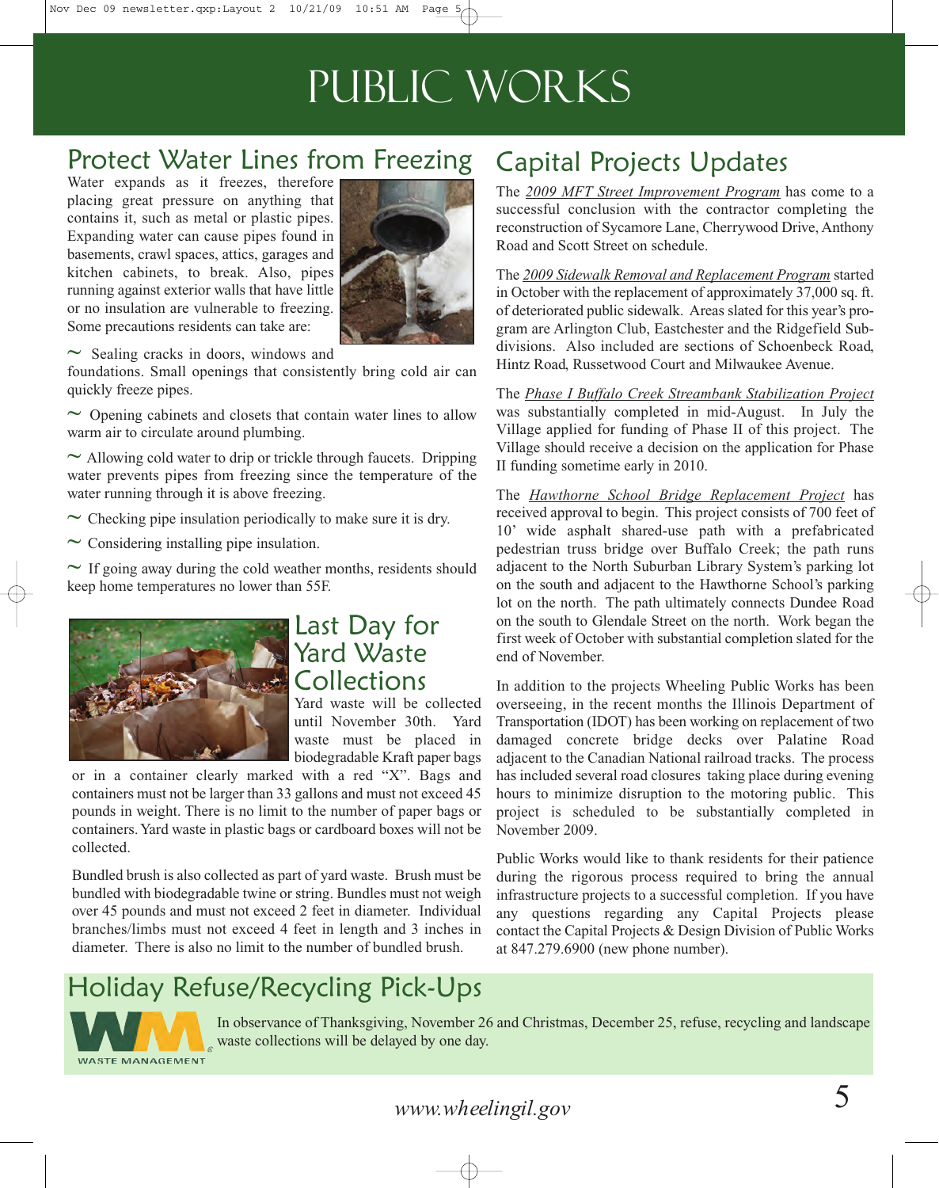# PUBLIC WORKS

## Protect Water Lines from Freezing

Water expands as it freezes, therefore placing great pressure on anything that contains it, such as metal or plastic pipes. Expanding water can cause pipes found in basements, crawl spaces, attics, garages and kitchen cabinets, to break. Also, pipes running against exterior walls that have little or no insulation are vulnerable to freezing. Some precautions residents can take are:

- Sealing cracks in doors, windows and foundations. Small openings that consistently bring cold air can quickly freeze pipes.
- Opening cabinets and closets that contain water lines to allow warm air to circulate around plumbing.
- Allowing cold water to drip or trickle through faucets. Dripping water prevents pipes from freezing since the temperature of the water running through it is above freezing.
- Checking pipe insulation periodically to make sure it is dry.
- Considering installing pipe insulation.
- If going away during the cold weather months, residents should keep home temperatures no lower than 55F.

## Last Day for Yard Waste Collections

Yard waste will be collected until November 30th. Yard waste must be placed in biodegradable Kraft paper bags or in a container clearly marked with a red "X". Bags and containers must not be larger than 33 gallons and must not exceed 45 pounds in weight. There is no limit to the number of paper bags or containers. Yard waste in plastic bags or cardboard boxes will not be collected.

Bundled brush is also collected as part of yard waste. Brush must be bundled with biodegradable twine or string. Bundles must not weigh over 45 pounds and must not exceed 2 feet in diameter. Individual branches/limbs must not exceed 4 feet in length and 3 inches in diameter. There is also no limit to the number of bundled brush.

## Capital Projects Updates

The _2009 MFT Street Improvement Program_ has come to a successful conclusion with the contractor completing the reconstruction of Sycamore Lane, Cherrywood Drive, Anthony Road and Scott Street on schedule.

The _2009 Sidewalk Removal and Replacement Program_ started in October with the replacement of approximately 37,000 sq. ft. of deteriorated public sidewalk. Areas slated for this year's program are Arlington Club, Eastchester and the Ridgefield Subdivisions. Also included are sections of Schoenbeck Road, Hintz Road, Russetwood Court and Milwaukee Avenue.

The _Phase I Buffalo Creek Streambank Stabilization Project_ was substantially completed in mid-August. In July the Village applied for funding of Phase II of this project. The Village should receive a decision on the application for Phase II funding sometime early in 2010.

The _Hawthorne School Bridge Replacement Project_ has received approval to begin. This project consists of 700 feet of 10' wide asphalt shared-use path with a prefabricated pedestrian truss bridge over Buffalo Creek; the path runs adjacent to the North Suburban Library System's parking lot on the south and adjacent to the Hawthorne School's parking lot on the north. The path ultimately connects Dundee Road on the south to Glendale Street on the north. Work began the first week of October with substantial completion slated for the end of November.

In addition to the projects Wheeling Public Works has been overseeing, in the recent months the Illinois Department of Transportation (IDOT) has been working on replacement of two damaged concrete bridge decks over Palatine Road adjacent to the Canadian National railroad tracks. The process has included several road closures taking place during evening hours to minimize disruption to the motoring public. This project is scheduled to be substantially completed in November 2009.

Public Works would like to thank residents for their patience during the rigorous process required to bring the annual infrastructure projects to a successful completion. If you have any questions regarding any Capital Projects please contact the Capital Projects & Design Division of Public Works at 847.279.6900 (new phone number).

## Holiday Refuse/Recycling Pick-Ups

WM WASTE MANAGEMENT

In observance of Thanksgiving, November 26 and Christmas, December 25, refuse, recycling and landscape waste collections will be delayed by one day.

*www.wheelingil.gov*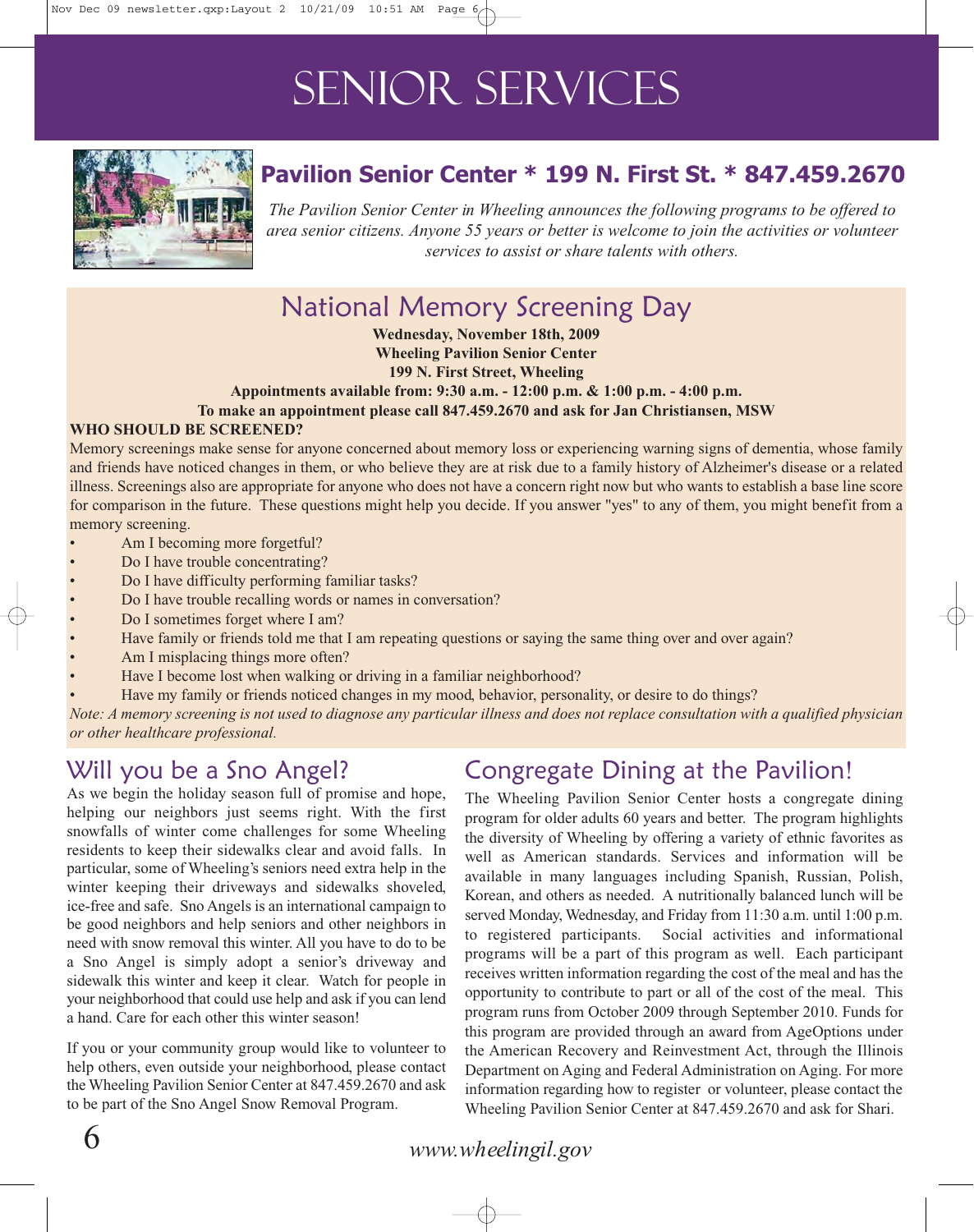# SENIOR SERVICES

## Pavilion Senior Center * 199 N. First St. * 847.459.2670

*The Pavilion Senior Center in Wheeling announces the following programs to be offered to area senior citizens. Anyone 55 years or better is welcome to join the activities or volunteer services to assist or share talents with others.*

## National Memory Screening Day

**Wednesday, November 18th, 2009**
**Wheeling Pavilion Senior Center**
**199 N. First Street, Wheeling**
**Appointments available from: 9:30 a.m. - 12:00 p.m. & 1:00 p.m. - 4:00 p.m.**
**To make an appointment please call 847.459.2670 and ask for Jan Christiansen, MSW**

**WHO SHOULD BE SCREENED?**

Memory screenings make sense for anyone concerned about memory loss or experiencing warning signs of dementia, whose family and friends have noticed changes in them, or who believe they are at risk due to a family history of Alzheimer's disease or a related illness. Screenings also are appropriate for anyone who does not have a concern right now but who wants to establish a base line score for comparison in the future. These questions might help you decide. If you answer "yes" to any of them, you might benefit from a memory screening.

- Am I becoming more forgetful?
- Do I have trouble concentrating?
- Do I have difficulty performing familiar tasks?
- Do I have trouble recalling words or names in conversation?
- Do I sometimes forget where I am?
- Have family or friends told me that I am repeating questions or saying the same thing over and over again?
- Am I misplacing things more often?
- Have I become lost when walking or driving in a familiar neighborhood?
- Have my family or friends noticed changes in my mood, behavior, personality, or desire to do things?

*Note: A memory screening is not used to diagnose any particular illness and does not replace consultation with a qualified physician or other healthcare professional.*

## Will you be a Sno Angel?

As we begin the holiday season full of promise and hope, helping our neighbors just seems right. With the first snowfalls of winter come challenges for some Wheeling residents to keep their sidewalks clear and avoid falls. In particular, some of Wheeling's seniors need extra help in the winter keeping their driveways and sidewalks shoveled, ice-free and safe. Sno Angels is an international campaign to be good neighbors and help seniors and other neighbors in need with snow removal this winter. All you have to do to be a Sno Angel is simply adopt a senior's driveway and sidewalk this winter and keep it clear. Watch for people in your neighborhood that could use help and ask if you can lend a hand. Care for each other this winter season!

If you or your community group would like to volunteer to help others, even outside your neighborhood, please contact the Wheeling Pavilion Senior Center at 847.459.2670 and ask to be part of the Sno Angel Snow Removal Program.

## Congregate Dining at the Pavilion!

The Wheeling Pavilion Senior Center hosts a congregate dining program for older adults 60 years and better. The program highlights the diversity of Wheeling by offering a variety of ethnic favorites as well as American standards. Services and information will be available in many languages including Spanish, Russian, Polish, Korean, and others as needed. A nutritionally balanced lunch will be served Monday, Wednesday, and Friday from 11:30 a.m. until 1:00 p.m. to registered participants. Social activities and informational programs will be a part of this program as well. Each participant receives written information regarding the cost of the meal and has the opportunity to contribute to part or all of the cost of the meal. This program runs from October 2009 through September 2010. Funds for this program are provided through an award from AgeOptions under the American Recovery and Reinvestment Act, through the Illinois Department on Aging and Federal Administration on Aging. For more information regarding how to register or volunteer, please contact the Wheeling Pavilion Senior Center at 847.459.2670 and ask for Shari.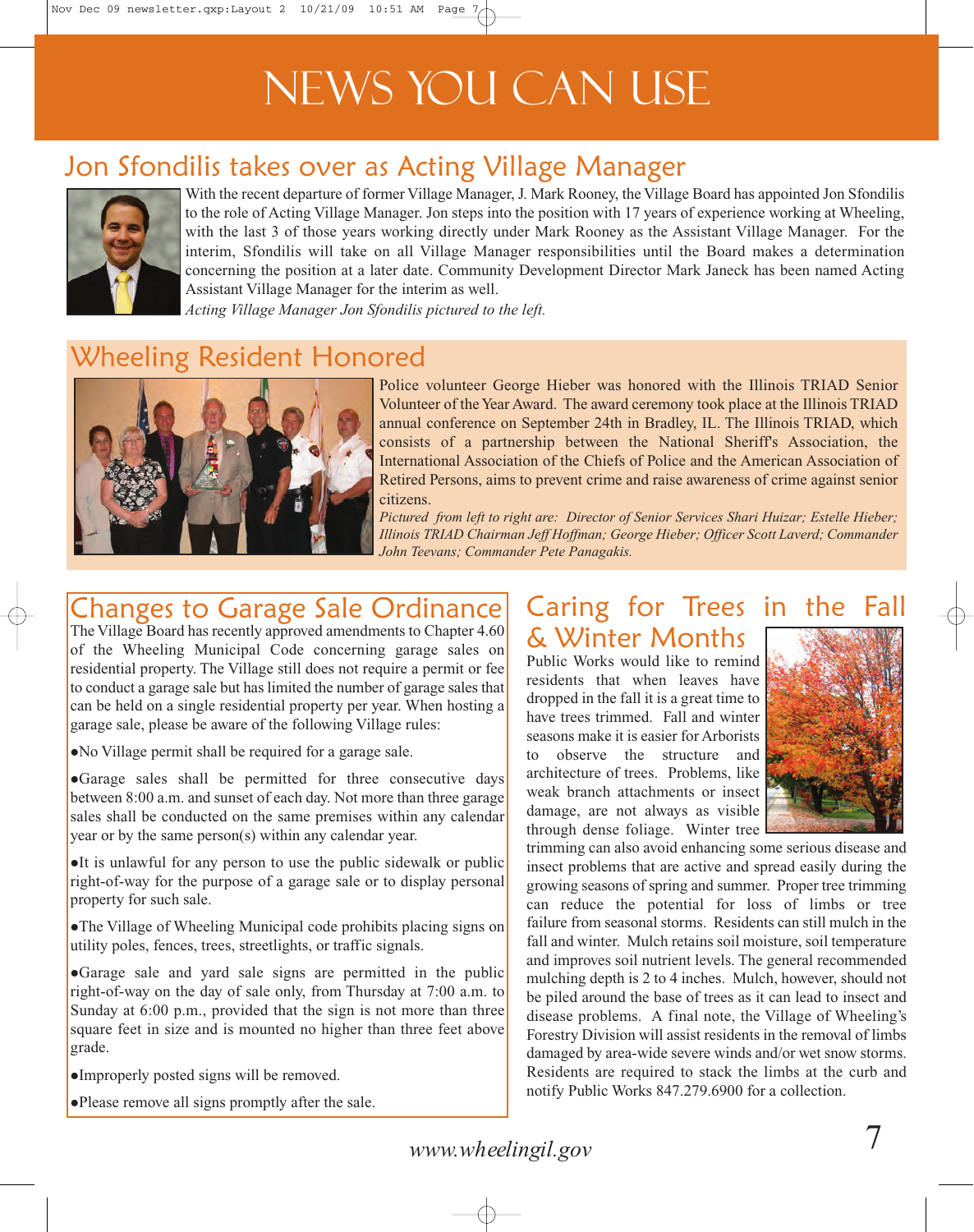# NEWS YOU CAN USE

## Jon Sfondilis takes over as Acting Village Manager

With the recent departure of former Village Manager, J. Mark Rooney, the Village Board has appointed Jon Sfondilis to the role of Acting Village Manager. Jon steps into the position with 17 years of experience working at Wheeling, with the last 3 of those years working directly under Mark Rooney as the Assistant Village Manager. For the interim, Sfondilis will take on all Village Manager responsibilities until the Board makes a determination concerning the position at a later date. Community Development Director Mark Janeck has been named Acting Assistant Village Manager for the interim as well.

*Acting Village Manager Jon Sfondilis pictured to the left.*

## Wheeling Resident Honored

Police volunteer George Hieber was honored with the Illinois TRIAD Senior Volunteer of the Year Award. The award ceremony took place at the Illinois TRIAD annual conference on September 24th in Bradley, IL. The Illinois TRIAD, which consists of a partnership between the National Sheriff's Association, the International Association of the Chiefs of Police and the American Association of Retired Persons, aims to prevent crime and raise awareness of crime against senior citizens.

*Pictured from left to right are: Director of Senior Services Shari Huizar; Estelle Hieber; Illinois TRIAD Chairman Jeff Hoffman; George Hieber; Officer Scott Laverd; Commander John Teevans; Commander Pete Panagakis.*

## Changes to Garage Sale Ordinance

The Village Board has recently approved amendments to Chapter 4.60 of the Wheeling Municipal Code concerning garage sales on residential property. The Village still does not require a permit or fee to conduct a garage sale but has limited the number of garage sales that can be held on a single residential property per year. When hosting a garage sale, please be aware of the following Village rules:

- No Village permit shall be required for a garage sale.
- Garage sales shall be permitted for three consecutive days between 8:00 a.m. and sunset of each day. Not more than three garage sales shall be conducted on the same premises within any calendar year or by the same person(s) within any calendar year.
- It is unlawful for any person to use the public sidewalk or public right-of-way for the purpose of a garage sale or to display personal property for such sale.
- The Village of Wheeling Municipal code prohibits placing signs on utility poles, fences, trees, streetlights, or traffic signals.
- Garage sale and yard sale signs are permitted in the public right-of-way on the day of sale only, from Thursday at 7:00 a.m. to Sunday at 6:00 p.m., provided that the sign is not more than three square feet in size and is mounted no higher than three feet above grade.
- Improperly posted signs will be removed.
- Please remove all signs promptly after the sale.

## Caring for Trees in the Fall & Winter Months

Public Works would like to remind residents that when leaves have dropped in the fall it is a great time to have trees trimmed. Fall and winter seasons make it is easier for Arborists to observe the structure and architecture of trees. Problems, like weak branch attachments or insect damage, are not always as visible through dense foliage. Winter tree trimming can also avoid enhancing some serious disease and insect problems that are active and spread easily during the growing seasons of spring and summer. Proper tree trimming can reduce the potential for loss of limbs or tree failure from seasonal storms. Residents can still mulch in the fall and winter. Mulch retains soil moisture, soil temperature and improves soil nutrient levels. The general recommended mulching depth is 2 to 4 inches. Mulch, however, should not be piled around the base of trees as it can lead to insect and disease problems. A final note, the Village of Wheeling's Forestry Division will assist residents in the removal of limbs damaged by area-wide severe winds and/or wet snow storms. Residents are required to stack the limbs at the curb and notify Public Works 847.279.6900 for a collection.

www.wheelingil.gov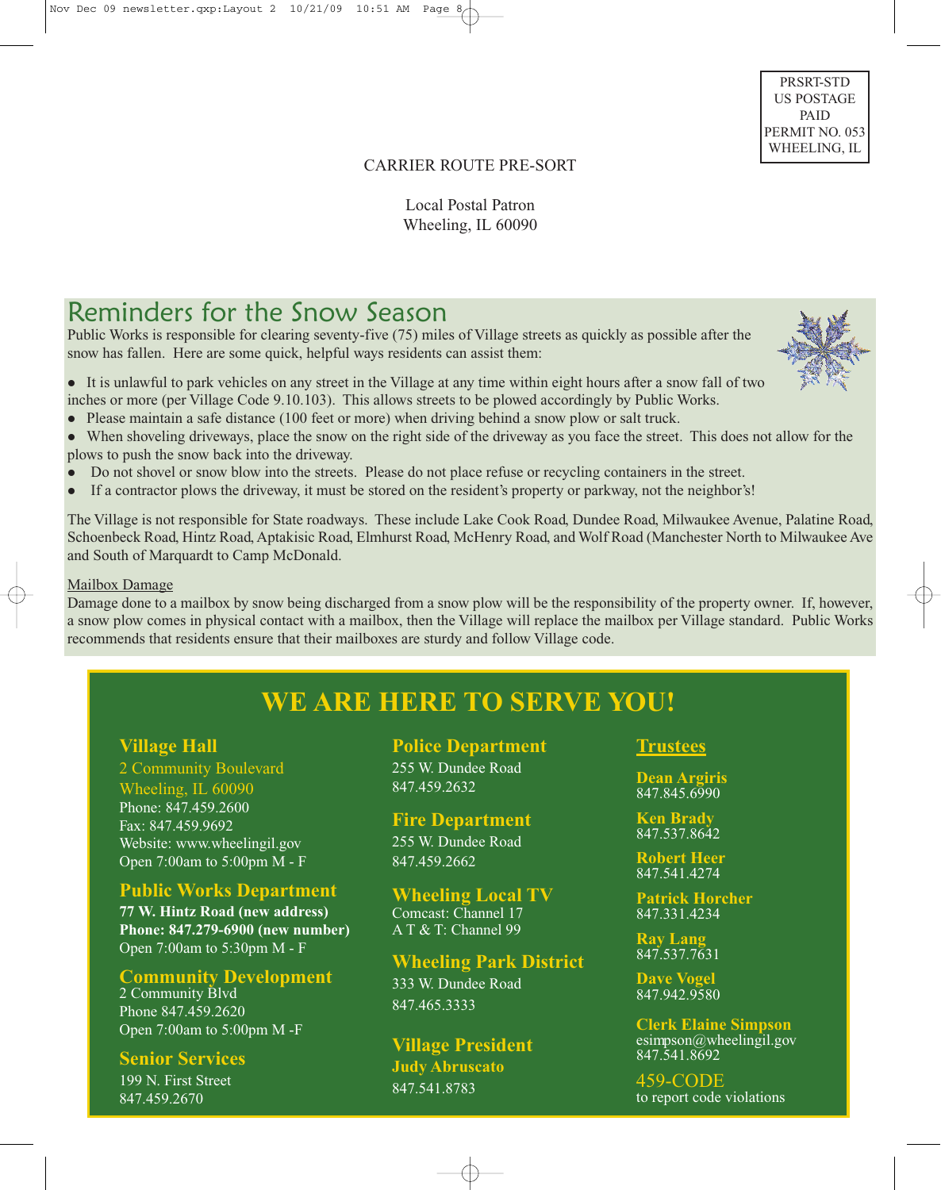PRSRT-STD
US POSTAGE
PAID
PERMIT NO. 053
WHEELING, IL

CARRIER ROUTE PRE-SORT

Local Postal Patron
Wheeling, IL 60090

## Reminders for the Snow Season

Public Works is responsible for clearing seventy-five (75) miles of Village streets as quickly as possible after the snow has fallen. Here are some quick, helpful ways residents can assist them:

- It is unlawful to park vehicles on any street in the Village at any time within eight hours after a snow fall of two inches or more (per Village Code 9.10.103). This allows streets to be plowed accordingly by Public Works.
- Please maintain a safe distance (100 feet or more) when driving behind a snow plow or salt truck.
- When shoveling driveways, place the snow on the right side of the driveway as you face the street. This does not allow for the plows to push the snow back into the driveway.
- Do not shovel or snow blow into the streets. Please do not place refuse or recycling containers in the street.
- If a contractor plows the driveway, it must be stored on the resident's property or parkway, not the neighbor's!

The Village is not responsible for State roadways. These include Lake Cook Road, Dundee Road, Milwaukee Avenue, Palatine Road, Schoenbeck Road, Hintz Road, Aptakisic Road, Elmhurst Road, McHenry Road, and Wolf Road (Manchester North to Milwaukee Ave and South of Marquardt to Camp McDonald.

Mailbox Damage

Damage done to a mailbox by snow being discharged from a snow plow will be the responsibility of the property owner. If, however, a snow plow comes in physical contact with a mailbox, then the Village will replace the mailbox per Village standard. Public Works recommends that residents ensure that their mailboxes are sturdy and follow Village code.

## WE ARE HERE TO SERVE YOU!

### Village Hall
2 Community Boulevard
Wheeling, IL 60090
Phone: 847.459.2600
Fax: 847.459.9692
Website: www.wheelingil.gov
Open 7:00am to 5:00pm M - F

### Public Works Department
**77 W. Hintz Road (new address)**
**Phone: 847.279-6900 (new number)**
Open 7:00am to 5:30pm M - F

### Community Development
2 Community Blvd
Phone 847.459.2620
Open 7:00am to 5:00pm M -F

### Senior Services
199 N. First Street
847.459.2670

### Police Department
255 W. Dundee Road
847.459.2632

### Fire Department
255 W. Dundee Road
847.459.2662

### Wheeling Local TV
Comcast: Channel 17
A T & T: Channel 99

### Wheeling Park District
333 W. Dundee Road
847.465.3333

### Village President
**Judy Abruscato**
847.541.8783

### Trustees

**Dean Argiris**
847.845.6990

**Ken Brady**
847.537.8642

**Robert Heer**
847.541.4274

**Patrick Horcher**
847.331.4234

**Ray Lang**
847.537.7631

**Dave Vogel**
847.942.9580

**Clerk Elaine Simpson**
esimpson@wheelingil.gov
847.541.8692

459-CODE
to report code violations